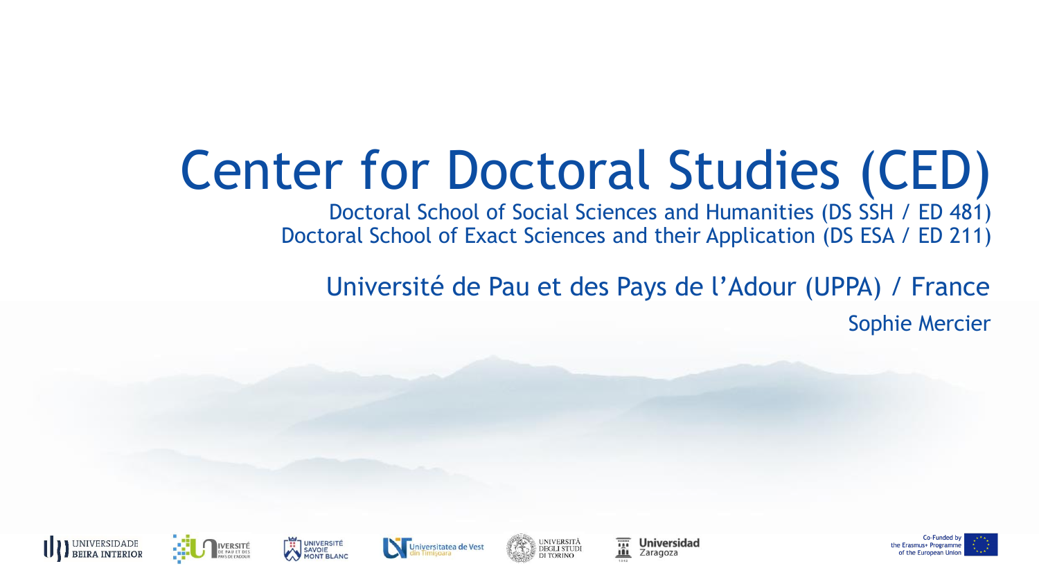# Center for Doctoral Studies (CED)

Doctoral School of Social Sciences and Humanities (DS SSH / ED 481)
Doctoral School of Exact Sciences and their Application (DS ESA / ED 211)

## Université de Pau et des Pays de l'Adour (UPPA) / France

Sophie Mercier

UNIVERSIDADE BEIRA INTERIOR · UNIVERSITÉ DE PAU ET DES PAYS DE L'ADOUR · UNIVERSITÉ SAVOIE MONT BLANC · Universitatea de Vest din Timişoara · UNIVERSITÀ DEGLI STUDI DI TORINO · Universidad Zaragoza

Co-Funded by the Erasmus+ Programme of the European Union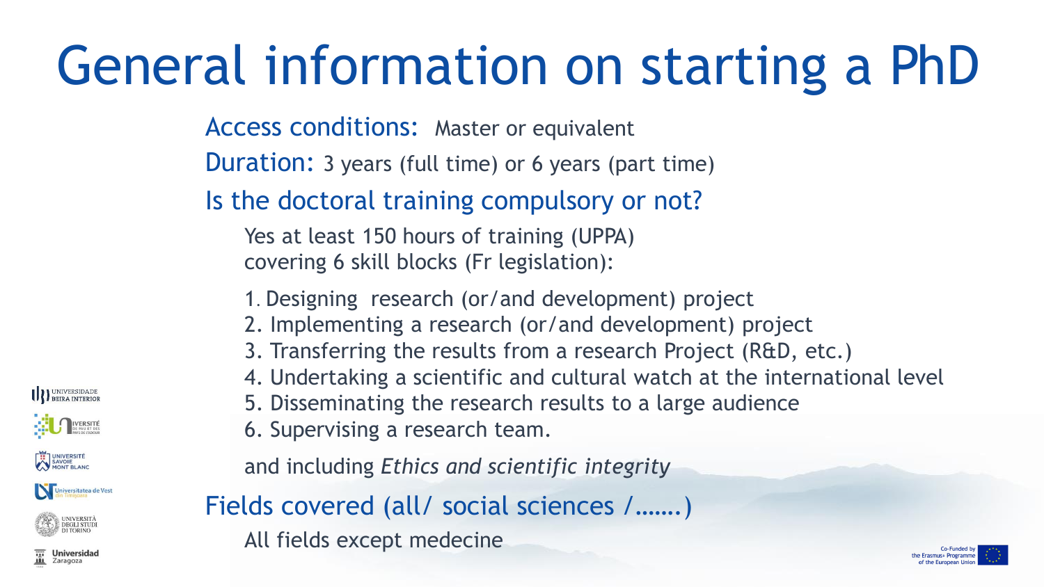# General information on starting a PhD

**Access conditions:** Master or equivalent

**Duration:** 3 years (full time) or 6 years (part time)

## Is the doctoral training compulsory or not?

Yes at least 150 hours of training (UPPA) covering 6 skill blocks (Fr legislation):

1. Designing research (or/and development) project
2. Implementing a research (or/and development) project
3. Transferring the results from a research Project (R&D, etc.)
4. Undertaking a scientific and cultural watch at the international level
5. Disseminating the research results to a large audience
6. Supervising a research team.

and including *Ethics and scientific integrity*

## Fields covered (all/ social sciences /…….)

All fields except medecine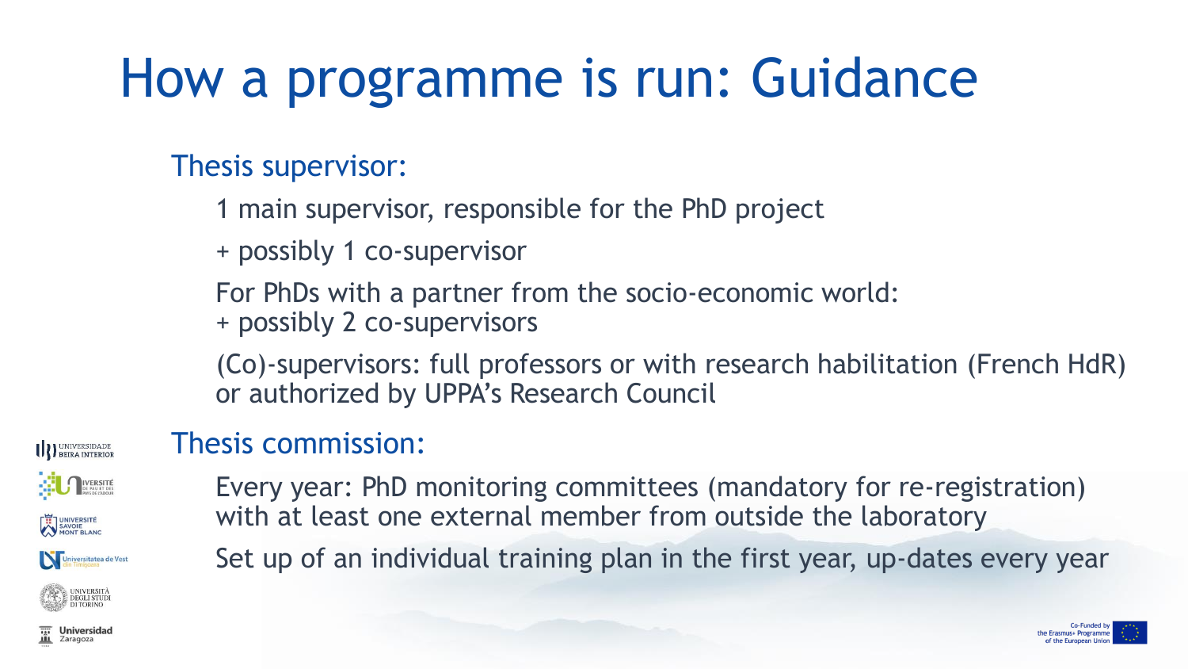# How a programme is run: Guidance

## Thesis supervisor:

1 main supervisor, responsible for the PhD project

+ possibly 1 co-supervisor

For PhDs with a partner from the socio-economic world:
+ possibly 2 co-supervisors

(Co)-supervisors: full professors or with research habilitation (French HdR) or authorized by UPPA's Research Council

## Thesis commission:

Every year: PhD monitoring committees (mandatory for re-registration) with at least one external member from outside the laboratory

Set up of an individual training plan in the first year, up-dates every year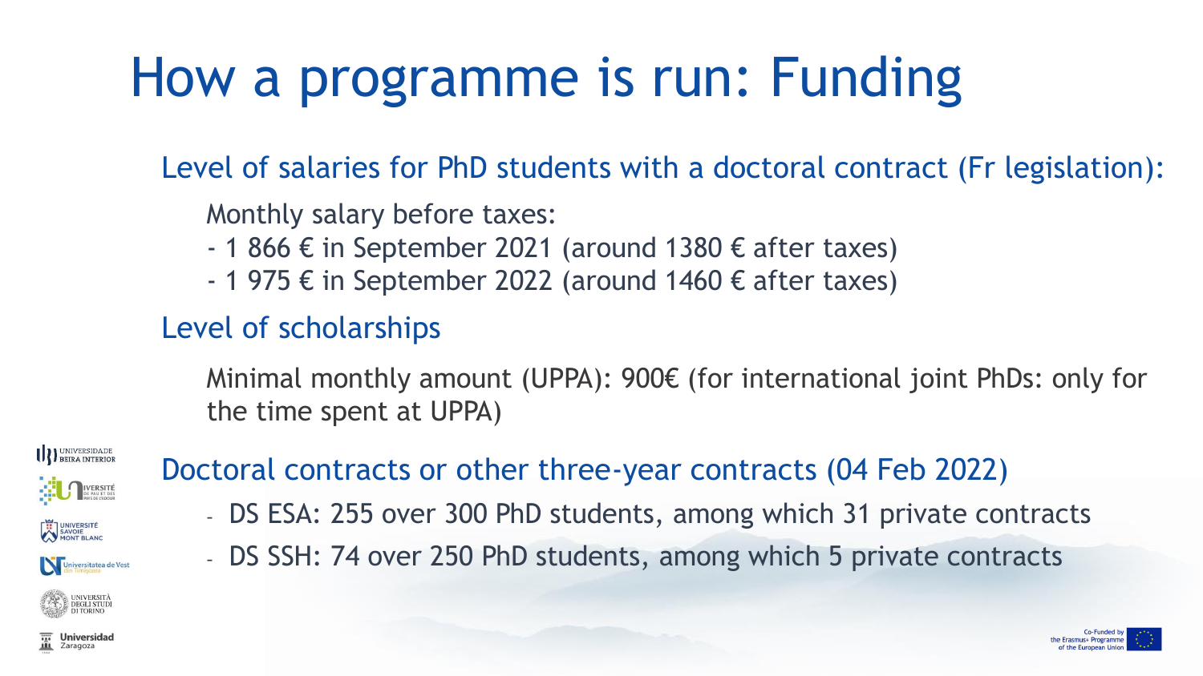# How a programme is run: Funding

## Level of salaries for PhD students with a doctoral contract (Fr legislation):

Monthly salary before taxes:

- 1 866 € in September 2021 (around 1380 € after taxes)
- 1 975 € in September 2022 (around 1460 € after taxes)

## Level of scholarships

Minimal monthly amount (UPPA): 900€ (for international joint PhDs: only for the time spent at UPPA)

## Doctoral contracts or other three-year contracts (04 Feb 2022)

- DS ESA: 255 over 300 PhD students, among which 31 private contracts
- DS SSH: 74 over 250 PhD students, among which 5 private contracts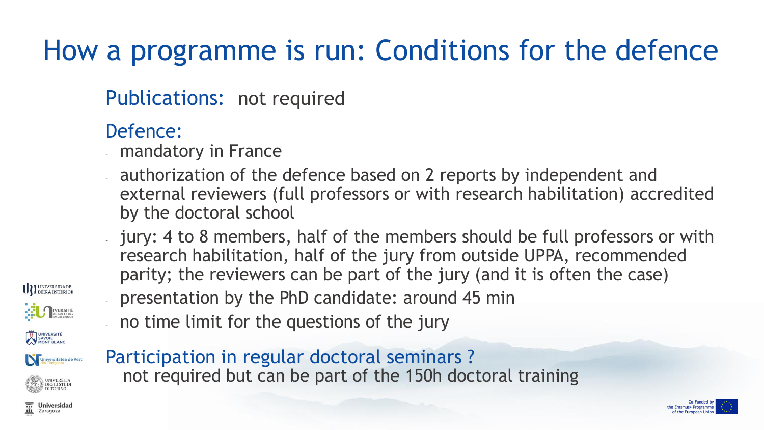# How a programme is run: Conditions for the defence

**Publications:** not required

**Defence:**

- mandatory in France
- authorization of the defence based on 2 reports by independent and external reviewers (full professors or with research habilitation) accredited by the doctoral school
- jury: 4 to 8 members, half of the members should be full professors or with research habilitation, half of the jury from outside UPPA, recommended parity; the reviewers can be part of the jury (and it is often the case)
- presentation by the PhD candidate: around 45 min
- no time limit for the questions of the jury

**Participation in regular doctoral seminars ?**

not required but can be part of the 150h doctoral training